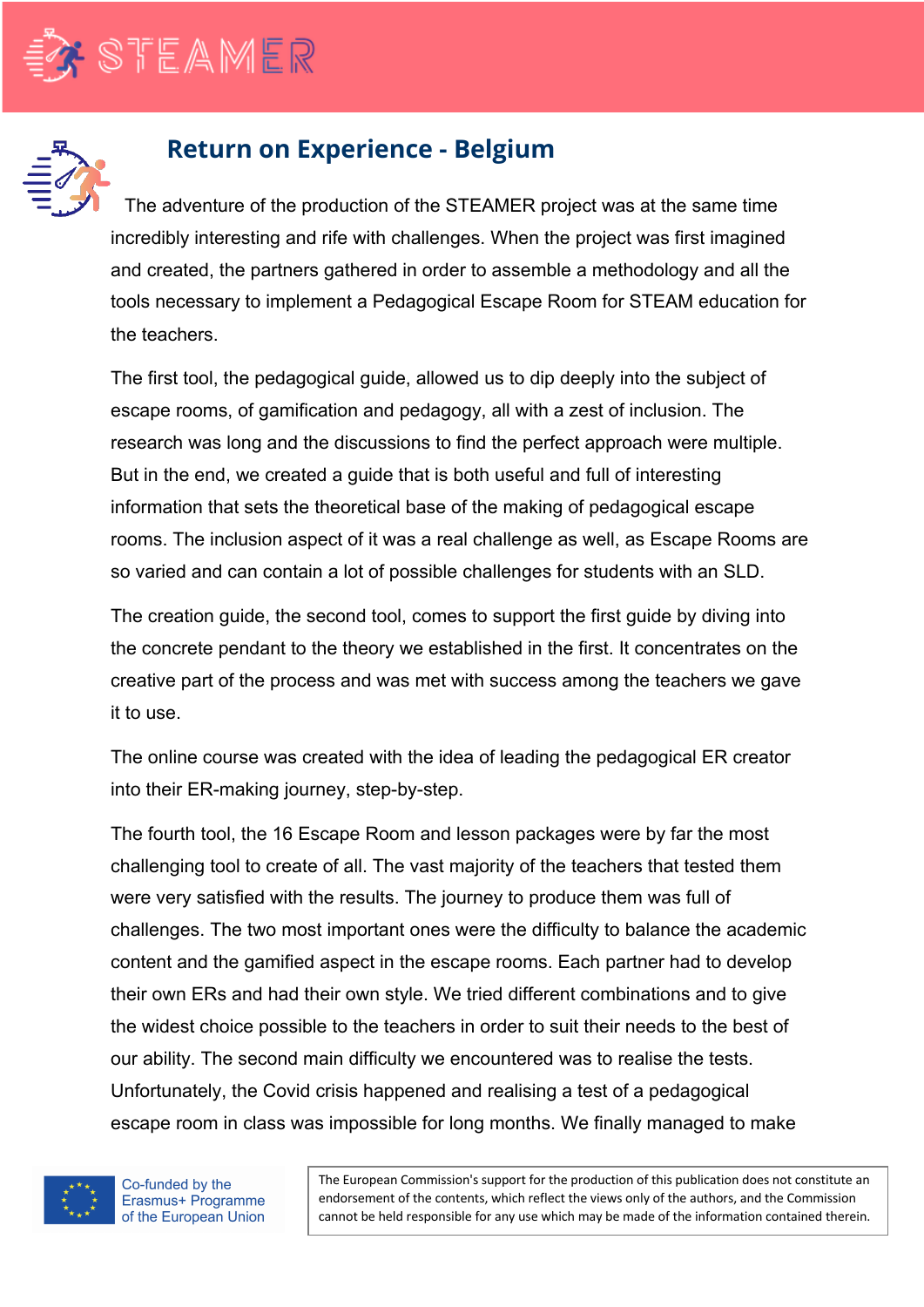## Return on Experience - Belgium

The adventure of the production of the STEAMER project was at the same time incredibly interesting and rife with challenges. When the project was first imagined and created, the partners gathered in order to assemble a methodology and all the tools necessary to implement a Pedagogical Escape Room for STEAM education for the teachers.

The first tool, the pedagogical guide, allowed us to dip deeply into the subject of escape rooms, of gamification and pedagogy, all with a zest of inclusion. The research was long and the discussions to find the perfect approach were multiple. But in the end, we created a guide that is both useful and full of interesting information that sets the theoretical base of the making of pedagogical escape rooms. The inclusion aspect of it was a real challenge as well, as Escape Rooms are so varied and can contain a lot of possible challenges for students with an SLD.

The creation guide, the second tool, comes to support the first guide by diving into the concrete pendant to the theory we established in the first. It concentrates on the creative part of the process and was met with success among the teachers we gave it to use.

The online course was created with the idea of leading the pedagogical ER creator into their ER-making journey, step-by-step.

The fourth tool, the 16 Escape Room and lesson packages were by far the most challenging tool to create of all. The vast majority of the teachers that tested them were very satisfied with the results. The journey to produce them was full of challenges. The two most important ones were the difficulty to balance the academic content and the gamified aspect in the escape rooms. Each partner had to develop their own ERs and had their own style. We tried different combinations and to give the widest choice possible to the teachers in order to suit their needs to the best of our ability. The second main difficulty we encountered was to realise the tests. Unfortunately, the Covid crisis happened and realising a test of a pedagogical escape room in class was impossible for long months. We finally managed to make

Co-funded by the Erasmus+ Programme of the European Union

The European Commission's support for the production of this publication does not constitute an endorsement of the contents, which reflect the views only of the authors, and the Commission cannot be held responsible for any use which may be made of the information contained therein.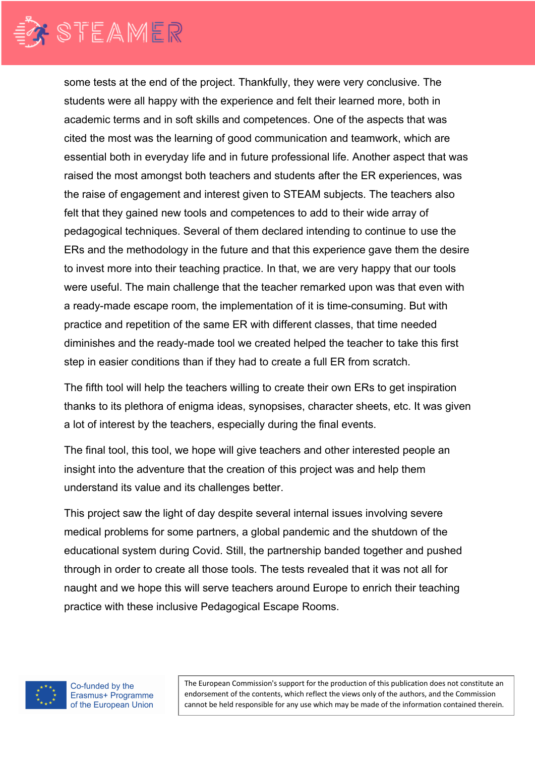some tests at the end of the project. Thankfully, they were very conclusive. The students were all happy with the experience and felt their learned more, both in academic terms and in soft skills and competences. One of the aspects that was cited the most was the learning of good communication and teamwork, which are essential both in everyday life and in future professional life. Another aspect that was raised the most amongst both teachers and students after the ER experiences, was the raise of engagement and interest given to STEAM subjects. The teachers also felt that they gained new tools and competences to add to their wide array of pedagogical techniques. Several of them declared intending to continue to use the ERs and the methodology in the future and that this experience gave them the desire to invest more into their teaching practice. In that, we are very happy that our tools were useful. The main challenge that the teacher remarked upon was that even with a ready-made escape room, the implementation of it is time-consuming. But with practice and repetition of the same ER with different classes, that time needed diminishes and the ready-made tool we created helped the teacher to take this first step in easier conditions than if they had to create a full ER from scratch.

The fifth tool will help the teachers willing to create their own ERs to get inspiration thanks to its plethora of enigma ideas, synopsises, character sheets, etc. It was given a lot of interest by the teachers, especially during the final events.

The final tool, this tool, we hope will give teachers and other interested people an insight into the adventure that the creation of this project was and help them understand its value and its challenges better.

This project saw the light of day despite several internal issues involving severe medical problems for some partners, a global pandemic and the shutdown of the educational system during Covid. Still, the partnership banded together and pushed through in order to create all those tools. The tests revealed that it was not all for naught and we hope this will serve teachers around Europe to enrich their teaching practice with these inclusive Pedagogical Escape Rooms.